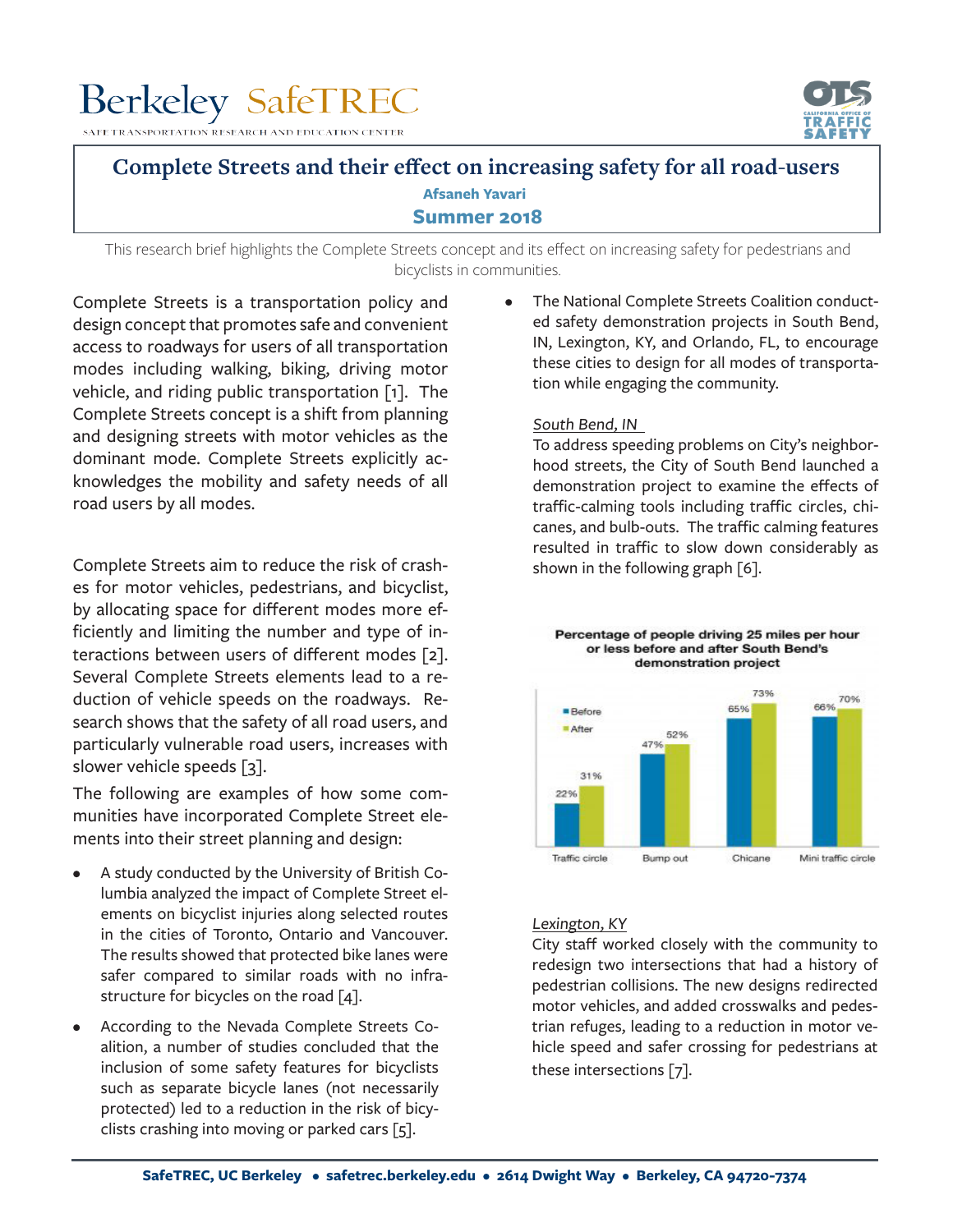Berkeley SafeTREC

SAFE TRANSPORTATION RESEARCH AND EDUCATION CENTER

# Complete Streets and their effect on increasing safety for all road-users

**Afsaneh Yavari**

**Summer 2018**

This research brief highlights the Complete Streets concept and its effect on increasing safety for pedestrians and bicyclists in communities.

Complete Streets is a transportation policy and design concept that promotes safe and convenient access to roadways for users of all transportation modes including walking, biking, driving motor vehicle, and riding public transportation [1]. The Complete Streets concept is a shift from planning and designing streets with motor vehicles as the dominant mode. Complete Streets explicitly acknowledges the mobility and safety needs of all road users by all modes.

Complete Streets aim to reduce the risk of crashes for motor vehicles, pedestrians, and bicyclist, by allocating space for different modes more efficiently and limiting the number and type of interactions between users of different modes [2]. Several Complete Streets elements lead to a reduction of vehicle speeds on the roadways. Research shows that the safety of all road users, and particularly vulnerable road users, increases with slower vehicle speeds [3].

The following are examples of how some communities have incorporated Complete Street elements into their street planning and design:

- A study conducted by the University of British Columbia analyzed the impact of Complete Street elements on bicyclist injuries along selected routes in the cities of Toronto, Ontario and Vancouver. The results showed that protected bike lanes were safer compared to similar roads with no infrastructure for bicycles on the road [4].
- According to the Nevada Complete Streets Coalition, a number of studies concluded that the inclusion of some safety features for bicyclists such as separate bicycle lanes (not necessarily protected) led to a reduction in the risk of bicyclists crashing into moving or parked cars [5].
- The National Complete Streets Coalition conducted safety demonstration projects in South Bend, IN, Lexington, KY, and Orlando, FL, to encourage these cities to design for all modes of transportation while engaging the community.

*South Bend, IN*

To address speeding problems on City's neighborhood streets, the City of South Bend launched a demonstration project to examine the effects of traffic-calming tools including traffic circles, chicanes, and bulb-outs. The traffic calming features resulted in traffic to slow down considerably as shown in the following graph [6].

**Percentage of people driving 25 miles per hour or less before and after South Bend's demonstration project**

| | Before | After |
| --- | --- | --- |
| Traffic circle | 22% | 31% |
| Bump out | 47% | 52% |
| Chicane | 65% | 73% |
| Mini traffic circle | 66% | 70% |

*Lexington, KY*

City staff worked closely with the community to redesign two intersections that had a history of pedestrian collisions. The new designs redirected motor vehicles, and added crosswalks and pedestrian refuges, leading to a reduction in motor vehicle speed and safer crossing for pedestrians at these intersections [7].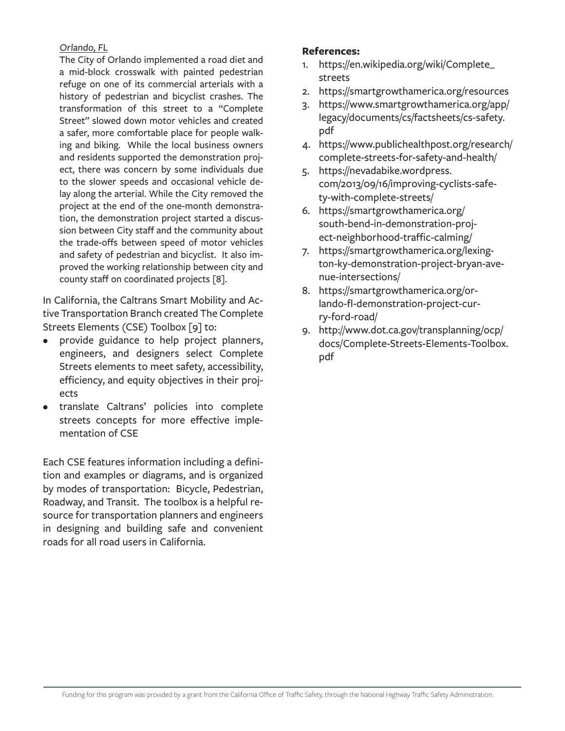*Orlando, FL*

The City of Orlando implemented a road diet and a mid-block crosswalk with painted pedestrian refuge on one of its commercial arterials with a history of pedestrian and bicyclist crashes. The transformation of this street to a "Complete Street" slowed down motor vehicles and created a safer, more comfortable place for people walking and biking. While the local business owners and residents supported the demonstration project, there was concern by some individuals due to the slower speeds and occasional vehicle delay along the arterial. While the City removed the project at the end of the one-month demonstration, the demonstration project started a discussion between City staff and the community about the trade-offs between speed of motor vehicles and safety of pedestrian and bicyclist. It also improved the working relationship between city and county staff on coordinated projects [8].

In California, the Caltrans Smart Mobility and Active Transportation Branch created The Complete Streets Elements (CSE) Toolbox [9] to:

- provide guidance to help project planners, engineers, and designers select Complete Streets elements to meet safety, accessibility, efficiency, and equity objectives in their projects
- translate Caltrans' policies into complete streets concepts for more effective implementation of CSE

Each CSE features information including a definition and examples or diagrams, and is organized by modes of transportation: Bicycle, Pedestrian, Roadway, and Transit. The toolbox is a helpful resource for transportation planners and engineers in designing and building safe and convenient roads for all road users in California.

**References:**

1. https://en.wikipedia.org/wiki/Complete_streets
2. https://smartgrowthamerica.org/resources
3. https://www.smartgrowthamerica.org/app/legacy/documents/cs/factsheets/cs-safety.pdf
4. https://www.publichealthpost.org/research/complete-streets-for-safety-and-health/
5. https://nevadabike.wordpress.com/2013/09/16/improving-cyclists-safety-with-complete-streets/
6. https://smartgrowthamerica.org/south-bend-in-demonstration-project-neighborhood-traffic-calming/
7. https://smartgrowthamerica.org/lexington-ky-demonstration-project-bryan-avenue-intersections/
8. https://smartgrowthamerica.org/orlando-fl-demonstration-project-curry-ford-road/
9. http://www.dot.ca.gov/transplanning/ocp/docs/Complete-Streets-Elements-Toolbox.pdf

Funding for this program was provided by a grant from the California Office of Traffic Safety, through the National Highway Traffic Safety Administration.